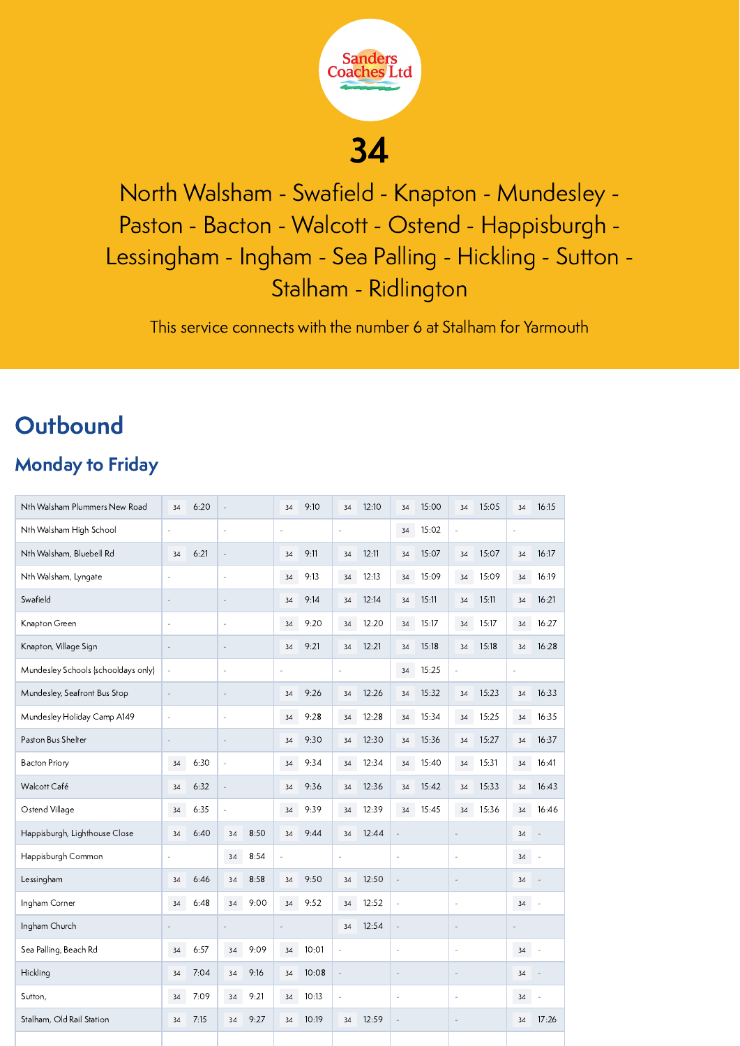Sanders Coaches Ltd

# 34

## North Walsham - Swafield - Knapton - Mundesley - Paston - Bacton - Walcott - Ostend - Happisburgh - Lessingham - Ingham - Sea Palling - Hickling - Sutton - Stalham - Ridlington

This service connects with the number 6 at Stalham for Yarmouth

## Outbound

### Monday to Friday

| Stop | | | | | | | | | | | | | | |
|---|---|---|---|---|---|---|---|---|---|---|---|---|---|---|
| Nth Walsham Plummers New Road | 34 | 6:20 | - | | 34 | 9:10 | 34 | 12:10 | 34 | 15:00 | 34 | 15:05 | 34 | 16:15 |
| Nth Walsham High School | - | | - | | - | | - | | 34 | 15:02 | - | | - | |
| Nth Walsham, Bluebell Rd | 34 | 6:21 | - | | 34 | 9:11 | 34 | 12:11 | 34 | 15:07 | 34 | 15:07 | 34 | 16:17 |
| Nth Walsham, Lyngate | - | | - | | 34 | 9:13 | 34 | 12:13 | 34 | 15:09 | 34 | 15:09 | 34 | 16:19 |
| Swafield | - | | - | | 34 | 9:14 | 34 | 12:14 | 34 | 15:11 | 34 | 15:11 | 34 | 16:21 |
| Knapton Green | - | | - | | 34 | 9:20 | 34 | 12:20 | 34 | 15:17 | 34 | 15:17 | 34 | 16:27 |
| Knapton, Village Sign | - | | - | | 34 | 9:21 | 34 | 12:21 | 34 | 15:18 | 34 | 15:18 | 34 | 16:28 |
| Mundesley Schools (schooldays only) | - | | - | | - | | - | | 34 | 15:25 | - | | - | |
| Mundesley, Seafront Bus Stop | - | | - | | 34 | 9:26 | 34 | 12:26 | 34 | 15:32 | 34 | 15:23 | 34 | 16:33 |
| Mundesley Holiday Camp A149 | - | | - | | 34 | 9:28 | 34 | 12:28 | 34 | 15:34 | 34 | 15:25 | 34 | 16:35 |
| Paston Bus Shelter | - | | - | | 34 | 9:30 | 34 | 12:30 | 34 | 15:36 | 34 | 15:27 | 34 | 16:37 |
| Bacton Priory | 34 | 6:30 | - | | 34 | 9:34 | 34 | 12:34 | 34 | 15:40 | 34 | 15:31 | 34 | 16:41 |
| Walcott Café | 34 | 6:32 | - | | 34 | 9:36 | 34 | 12:36 | 34 | 15:42 | 34 | 15:33 | 34 | 16:43 |
| Ostend Village | 34 | 6:35 | - | | 34 | 9:39 | 34 | 12:39 | 34 | 15:45 | 34 | 15:36 | 34 | 16:46 |
| Happisburgh, Lighthouse Close | 34 | 6:40 | 34 | 8:50 | 34 | 9:44 | 34 | 12:44 | - | | - | | 34 | - |
| Happisburgh Common | - | | 34 | 8:54 | - | | - | | - | | - | | 34 | - |
| Lessingham | 34 | 6:46 | 34 | 8:58 | 34 | 9:50 | 34 | 12:50 | - | | - | | 34 | - |
| Ingham Corner | 34 | 6:48 | 34 | 9:00 | 34 | 9:52 | 34 | 12:52 | - | | - | | 34 | - |
| Ingham Church | - | | - | | - | | 34 | 12:54 | - | | - | | - | |
| Sea Palling, Beach Rd | 34 | 6:57 | 34 | 9:09 | 34 | 10:01 | - | | - | | - | | 34 | - |
| Hickling | 34 | 7:04 | 34 | 9:16 | 34 | 10:08 | - | | - | | - | | 34 | - |
| Sutton, | 34 | 7:09 | 34 | 9:21 | 34 | 10:13 | - | | - | | - | | 34 | - |
| Stalham, Old Rail Station | 34 | 7:15 | 34 | 9:27 | 34 | 10:19 | 34 | 12:59 | - | | - | | 34 | 17:26 |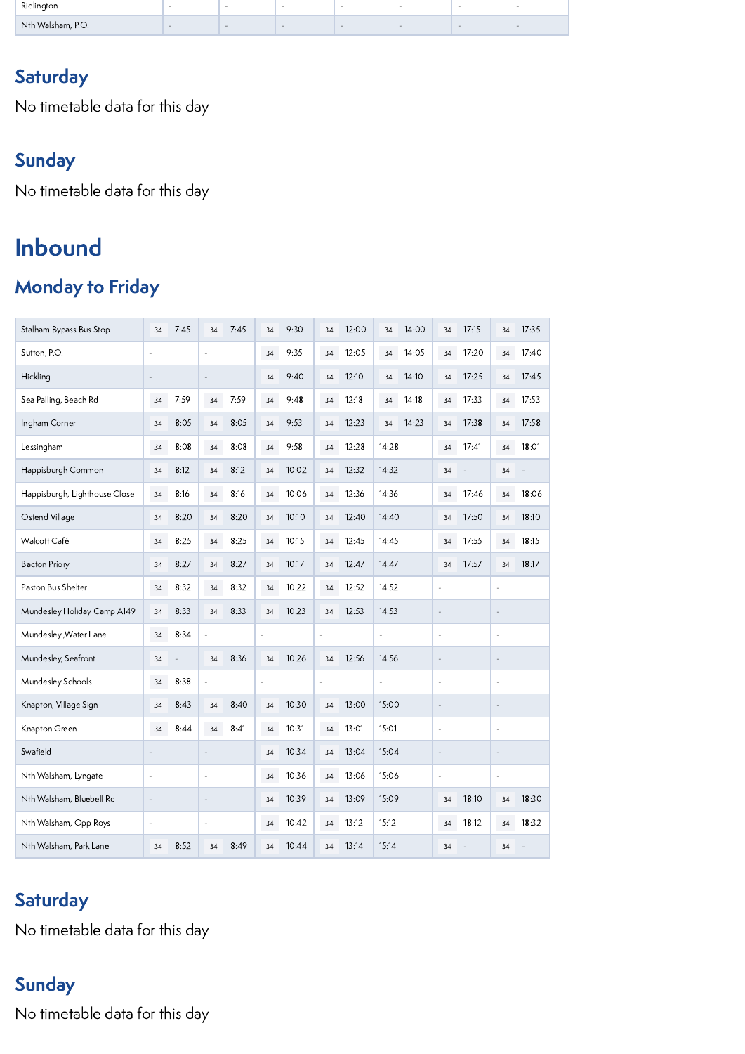| | | | | | | | |
|---|---|---|---|---|---|---|---|
| Ridlington | - | - | - | - | - | - | - |
| Nth Walsham, P.O. | - | - | - | - | - | - | - |

## Saturday

No timetable data for this day

## Sunday

No timetable data for this day

# Inbound

## Monday to Friday

| | | | | | | | |
|---|---|---|---|---|---|---|---|
| Stalham Bypass Bus Stop | 34 7:45 | 34 7:45 | 34 9:30 | 34 12:00 | 34 14:00 | 34 17:15 | 34 17:35 |
| Sutton, P.O. | - | - | 34 9:35 | 34 12:05 | 34 14:05 | 34 17:20 | 34 17:40 |
| Hickling | - | - | 34 9:40 | 34 12:10 | 34 14:10 | 34 17:25 | 34 17:45 |
| Sea Palling, Beach Rd | 34 7:59 | 34 7:59 | 34 9:48 | 34 12:18 | 34 14:18 | 34 17:33 | 34 17:53 |
| Ingham Corner | 34 8:05 | 34 8:05 | 34 9:53 | 34 12:23 | 34 14:23 | 34 17:38 | 34 17:58 |
| Lessingham | 34 8:08 | 34 8:08 | 34 9:58 | 34 12:28 | 14:28 | 34 17:41 | 34 18:01 |
| Happisburgh Common | 34 8:12 | 34 8:12 | 34 10:02 | 34 12:32 | 14:32 | 34 - | 34 - |
| Happisburgh, Lighthouse Close | 34 8:16 | 34 8:16 | 34 10:06 | 34 12:36 | 14:36 | 34 17:46 | 34 18:06 |
| Ostend Village | 34 8:20 | 34 8:20 | 34 10:10 | 34 12:40 | 14:40 | 34 17:50 | 34 18:10 |
| Walcott Café | 34 8:25 | 34 8:25 | 34 10:15 | 34 12:45 | 14:45 | 34 17:55 | 34 18:15 |
| Bacton Priory | 34 8:27 | 34 8:27 | 34 10:17 | 34 12:47 | 14:47 | 34 17:57 | 34 18:17 |
| Paston Bus Shelter | 34 8:32 | 34 8:32 | 34 10:22 | 34 12:52 | 14:52 | - | - |
| Mundesley Holiday Camp A149 | 34 8:33 | 34 8:33 | 34 10:23 | 34 12:53 | 14:53 | - | - |
| Mundesley ,Water Lane | 34 8:34 | - | - | - | - | - | - |
| Mundesley, Seafront | 34 - | 34 8:36 | 34 10:26 | 34 12:56 | 14:56 | - | - |
| Mundesley Schools | 34 8:38 | - | - | - | - | - | - |
| Knapton, Village Sign | 34 8:43 | 34 8:40 | 34 10:30 | 34 13:00 | 15:00 | - | - |
| Knapton Green | 34 8:44 | 34 8:41 | 34 10:31 | 34 13:01 | 15:01 | - | - |
| Swafield | - | - | 34 10:34 | 34 13:04 | 15:04 | - | - |
| Nth Walsham, Lyngate | - | - | 34 10:36 | 34 13:06 | 15:06 | - | - |
| Nth Walsham, Bluebell Rd | - | - | 34 10:39 | 34 13:09 | 15:09 | 34 18:10 | 34 18:30 |
| Nth Walsham, Opp Roys | - | - | 34 10:42 | 34 13:12 | 15:12 | 34 18:12 | 34 18:32 |
| Nth Walsham, Park Lane | 34 8:52 | 34 8:49 | 34 10:44 | 34 13:14 | 15:14 | 34 - | 34 - |

## Saturday

No timetable data for this day

## Sunday

No timetable data for this day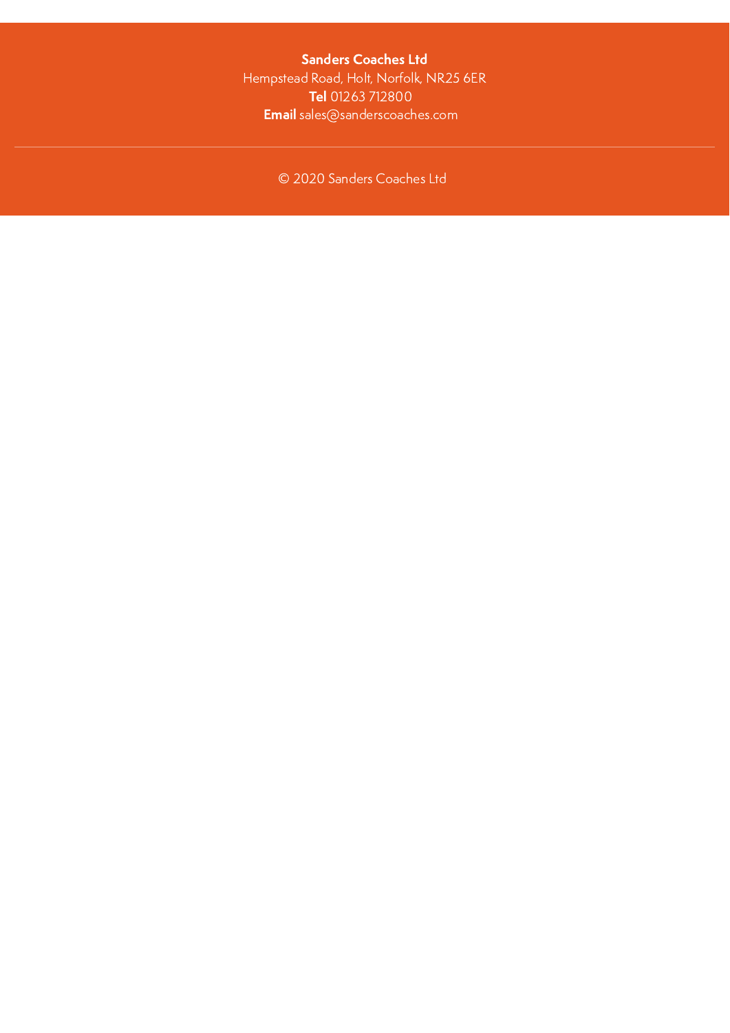**Sanders Coaches Ltd**
Hempstead Road, Holt, Norfolk, NR25 6ER
**Tel** 01263 712800
**Email** sales@sanderscoaches.com

---

© 2020 Sanders Coaches Ltd